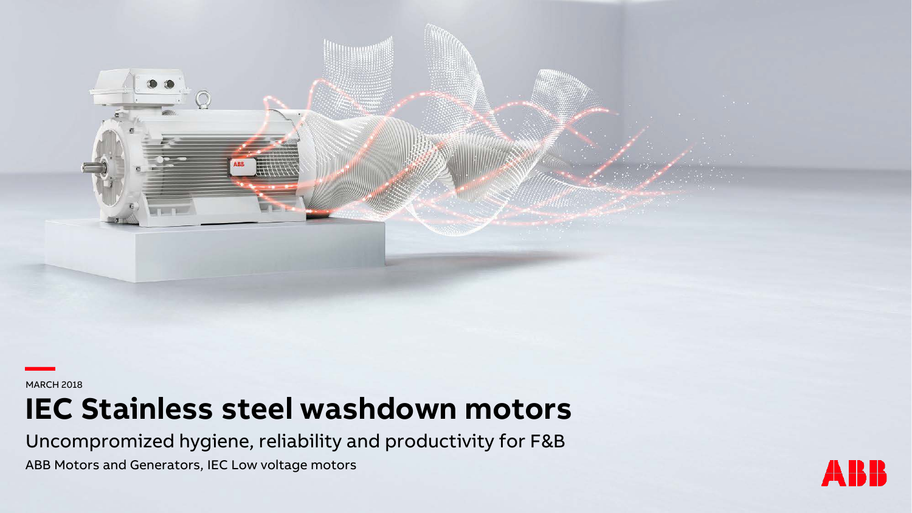MARCH 2018

# IEC Stainless steel washdown motors

## Uncompromized hygiene, reliability and productivity for F&B

ABB Motors and Generators, IEC Low voltage motors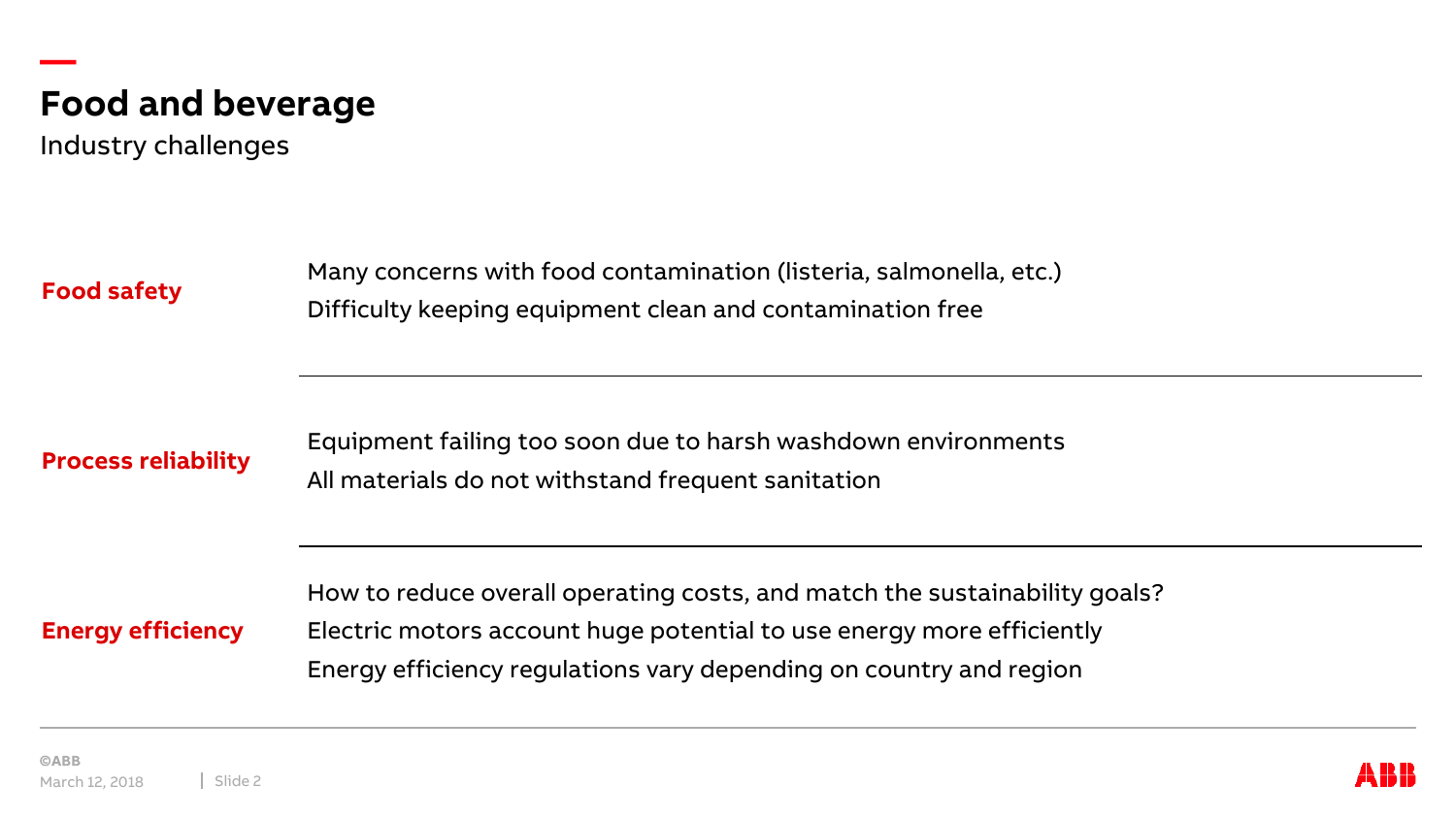# Food and beverage

Industry challenges

**Food safety**

- Many concerns with food contamination (listeria, salmonella, etc.)
- Difficulty keeping equipment clean and contamination free

**Process reliability**

- Equipment failing too soon due to harsh washdown environments
- All materials do not withstand frequent sanitation

**Energy efficiency**

- How to reduce overall operating costs, and match the sustainability goals?
- Electric motors account huge potential to use energy more efficiently
- Energy efficiency regulations vary depending on country and region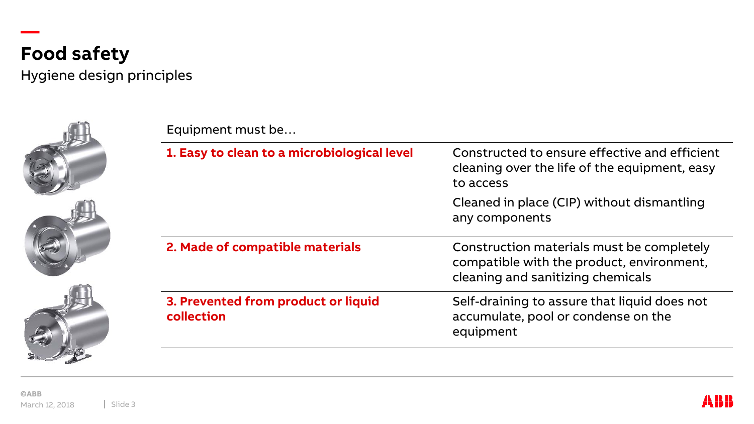# Food safety

## Hygiene design principles

Equipment must be…

| | |
|---|---|
| **1. Easy to clean to a microbiological level** | Constructed to ensure effective and efficient cleaning over the life of the equipment, easy to access<br>Cleaned in place (CIP) without dismantling any components |
| **2. Made of compatible materials** | Construction materials must be completely compatible with the product, environment, cleaning and sanitizing chemicals |
| **3. Prevented from product or liquid collection** | Self-draining to assure that liquid does not accumulate, pool or condense on the equipment |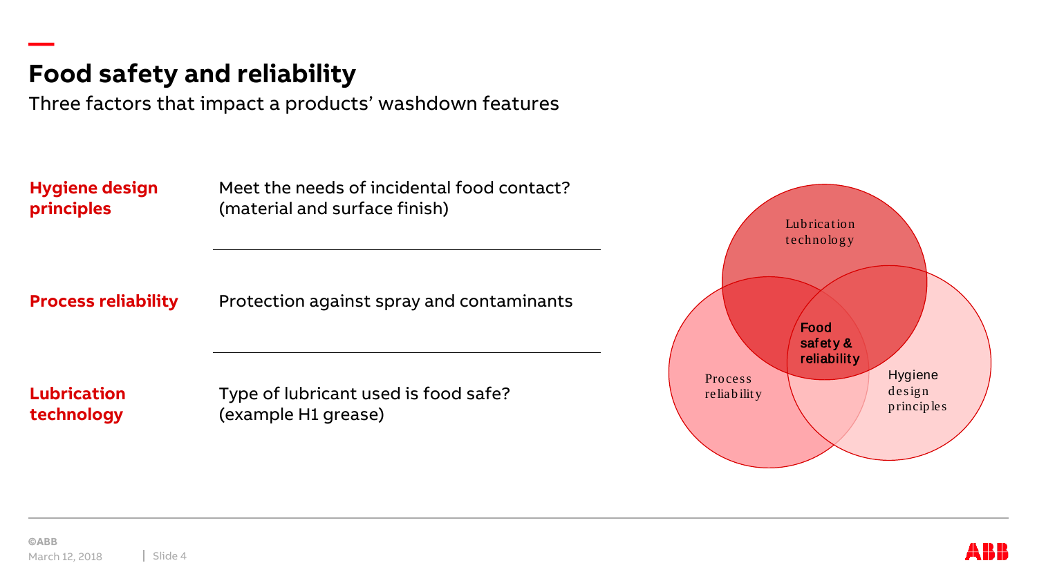# Food safety and reliability

Three factors that impact a products' washdown features

| | |
|---|---|
| **Hygiene design principles** | Meet the needs of incidental food contact? (material and surface finish) |
| **Process reliability** | Protection against spray and contaminants |
| **Lubrication technology** | Type of lubricant used is food safe? (example H1 grease) |

Lubrication technology

Food safety & reliability

Process reliability

Hygiene design principles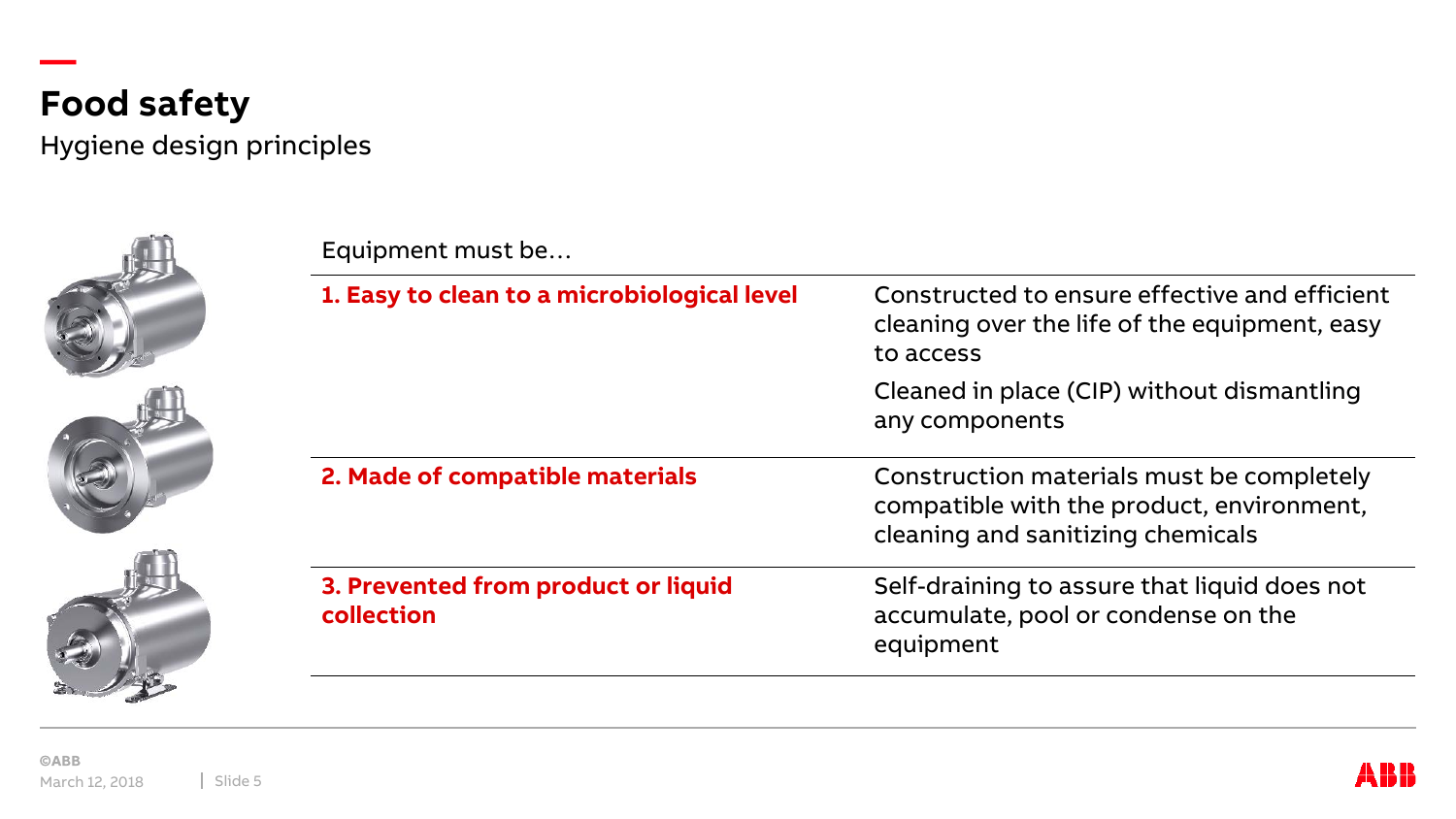# Food safety

## Hygiene design principles

Equipment must be…

| | |
|---|---|
| **1. Easy to clean to a microbiological level** | Constructed to ensure effective and efficient cleaning over the life of the equipment, easy to access<br><br>Cleaned in place (CIP) without dismantling any components |
| **2. Made of compatible materials** | Construction materials must be completely compatible with the product, environment, cleaning and sanitizing chemicals |
| **3. Prevented from product or liquid collection** | Self-draining to assure that liquid does not accumulate, pool or condense on the equipment |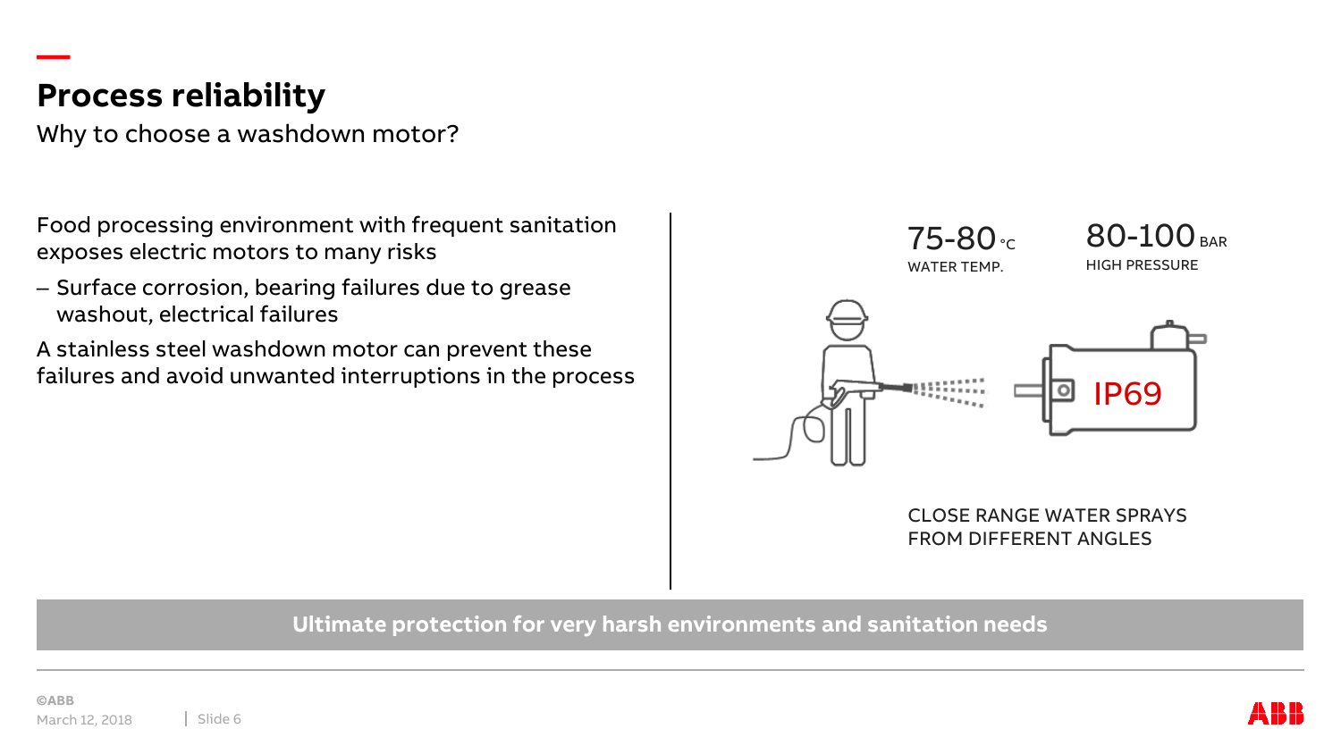# Process reliability

Why to choose a washdown motor?

Food processing environment with frequent sanitation exposes electric motors to many risks

- Surface corrosion, bearing failures due to grease washout, electrical failures

A stainless steel washdown motor can prevent these failures and avoid unwanted interruptions in the process

75-80 °C
WATER TEMP.

80-100 BAR
HIGH PRESSURE

IP69

CLOSE RANGE WATER SPRAYS FROM DIFFERENT ANGLES

**Ultimate protection for very harsh environments and sanitation needs**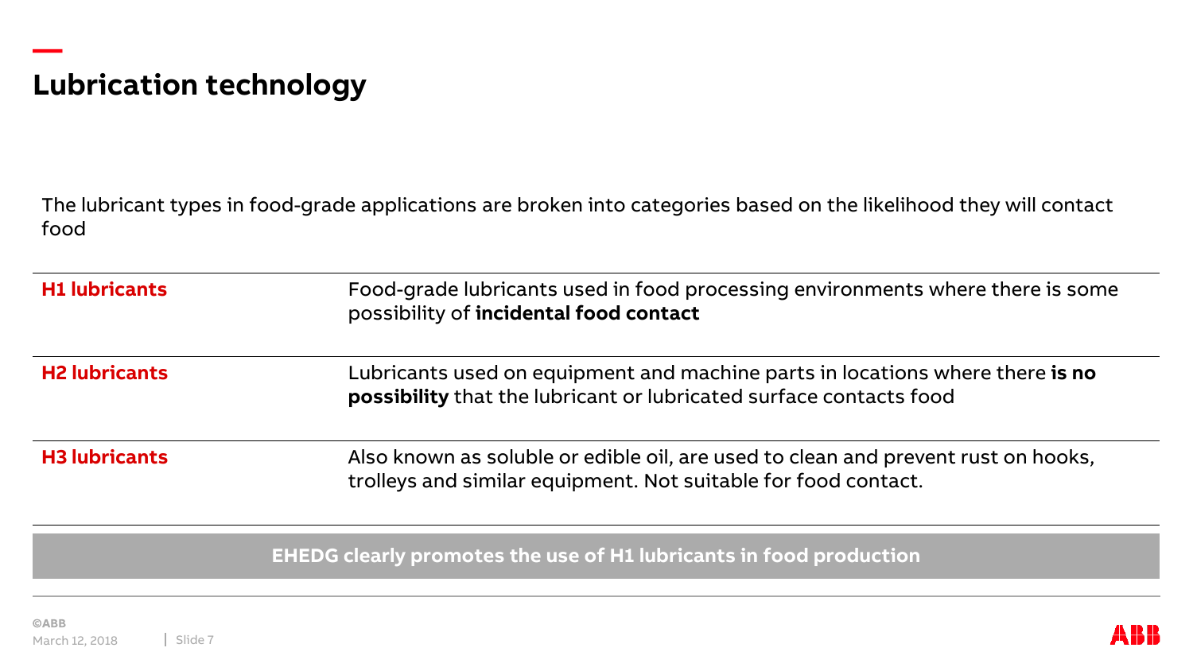# Lubrication technology

The lubricant types in food-grade applications are broken into categories based on the likelihood they will contact food

| | |
|---|---|
| **H1 lubricants** | Food-grade lubricants used in food processing environments where there is some possibility of **incidental food contact** |
| **H2 lubricants** | Lubricants used on equipment and machine parts in locations where there **is no possibility** that the lubricant or lubricated surface contacts food |
| **H3 lubricants** | Also known as soluble or edible oil, are used to clean and prevent rust on hooks, trolleys and similar equipment. Not suitable for food contact. |

**EHEDG clearly promotes the use of H1 lubricants in food production**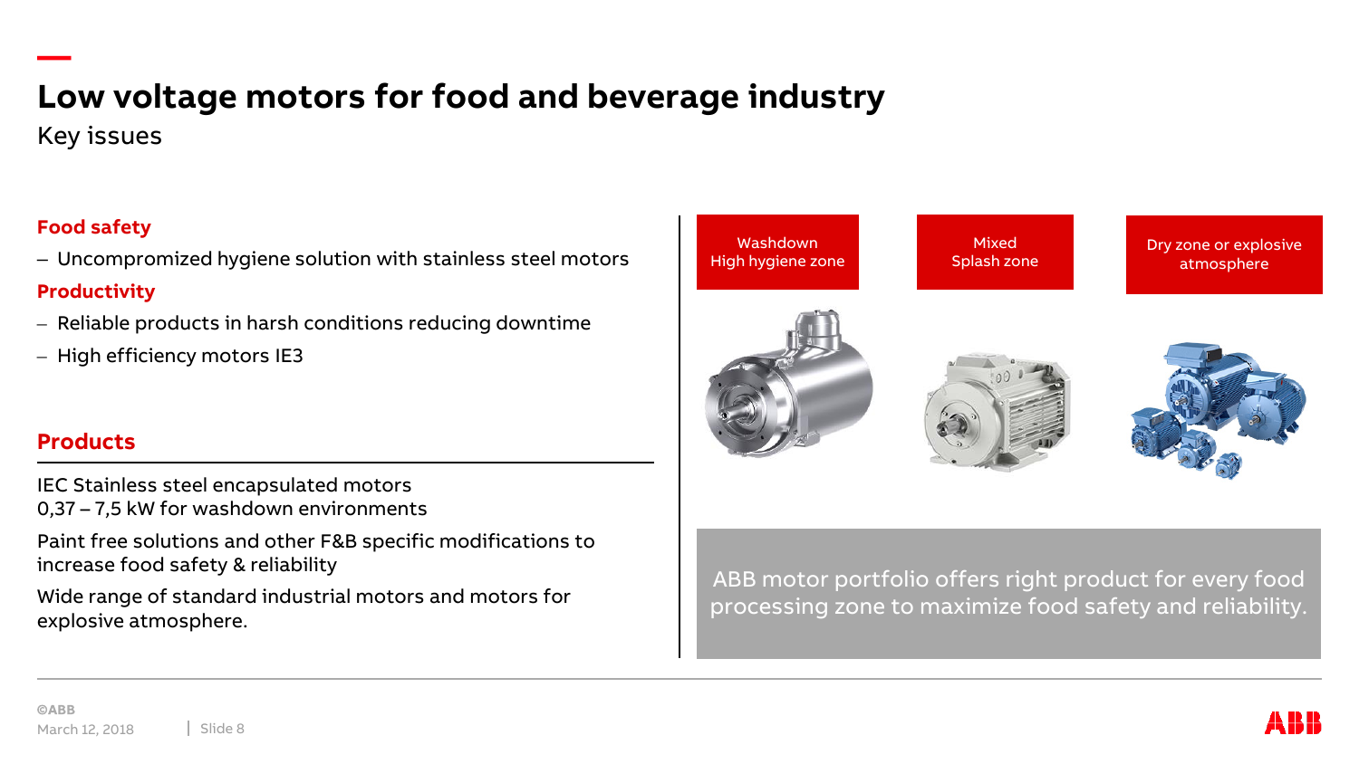# Low voltage motors for food and beverage industry

Key issues

**Food safety**

- Uncompromized hygiene solution with stainless steel motors

**Productivity**

- Reliable products in harsh conditions reducing downtime
- High efficiency motors IE3

## Products

IEC Stainless steel encapsulated motors
0,37 – 7,5 kW for washdown environments

Paint free solutions and other F&B specific modifications to increase food safety & reliability

Wide range of standard industrial motors and motors for explosive atmosphere.

| Washdown High hygiene zone | Mixed Splash zone | Dry zone or explosive atmosphere |
| --- | --- | --- |

ABB motor portfolio offers right product for every food processing zone to maximize food safety and reliability.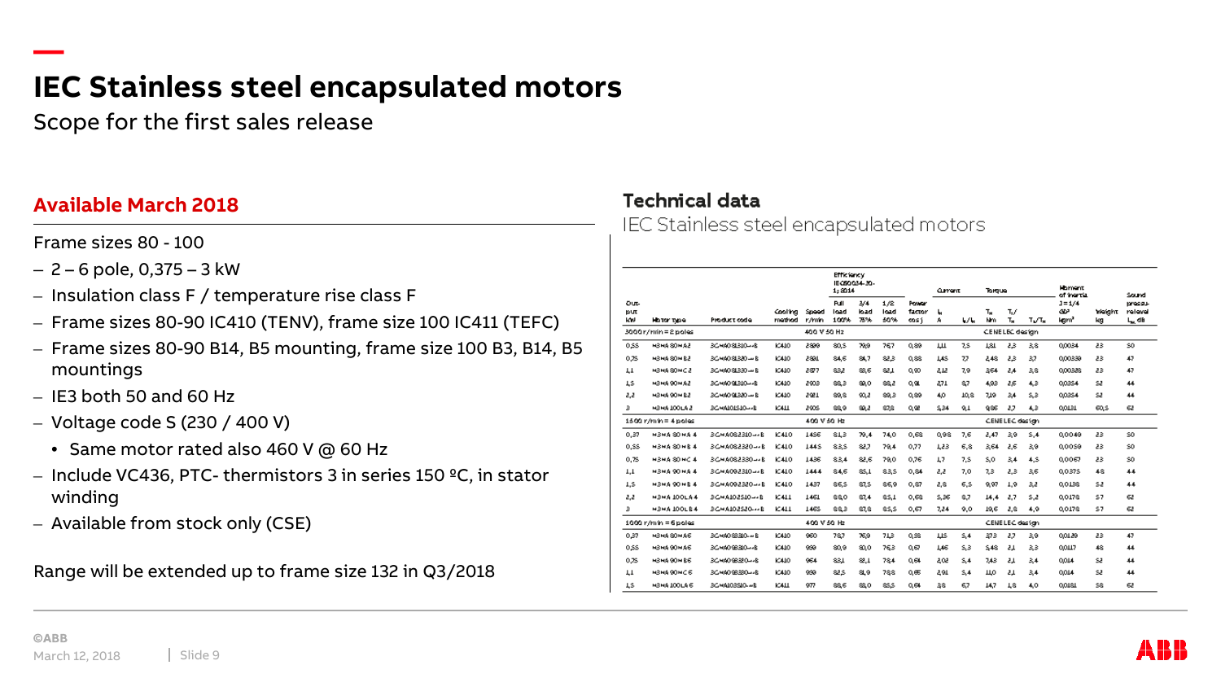# IEC Stainless steel encapsulated motors

Scope for the first sales release

## Available March 2018

Frame sizes 80 - 100

- 2 – 6 pole, 0,375 – 3 kW
- Insulation class F / temperature rise class F
- Frame sizes 80-90 IC410 (TENV), frame size 100 IC411 (TEFC)
- Frame sizes 80-90 B14, B5 mounting, frame size 100 B3, B14, B5 mountings
- IE3 both 50 and 60 Hz
- Voltage code S (230 / 400 V)
  - Same motor rated also 460 V @ 60 Hz
- Include VC436, PTC- thermistors 3 in series 150 ºC, in stator winding
- Available from stock only (CSE)

Range will be extended up to frame size 132 in Q3/2018

## Technical data

IEC Stainless steel encapsulated motors

| Output kW | Motor type | Product code | Cooling method | Speed r/min | Efficiency IEC 60034-30-1; 2014 Full load 100% | 3/4 load 75% | 1/2 load 50% | Power factor cos φ | Current $I_N$ A | $I_s/I_N$ | Torque $T_N$ Nm | $T_l/T_N$ | $T_b/T_N$ | Moment of inertia J = 1/4 GD² kgm² | Weight kg | Sound pressure level $L_P$ dB |
|---|---|---|---|---|---|---|---|---|---|---|---|---|---|---|---|---|
| **3000 r/min = 2 poles** | | | | 400 V 50 Hz | | | | | | | CENELEC design | | | | | |
| 0,55 | M3HA 80 MA 2 | 3GHA081310-••B | IC410 | 2890 | 80,5 | 79,9 | 76,7 | 0,89 | 1,11 | 7,5 | 1,81 | 2,3 | 3,8 | 0,0034 | 23 | 50 |
| 0,75 | M3HA 80 MB 2 | 3GHA081320-••B | IC410 | 2891 | 84,6 | 84,7 | 82,3 | 0,88 | 1,45 | 7,7 | 2,48 | 2,3 | 3,7 | 0,00339 | 23 | 47 |
| 1,1 | M3HA 80 MC 2 | 3GHA081330-••B | IC410 | 2877 | 83,2 | 83,6 | 82,1 | 0,90 | 2,12 | 7,9 | 3,64 | 2,4 | 3,8 | 0,00388 | 23 | 47 |
| 1,5 | M3HA 90 MA 2 | 3GHA091310-••B | IC410 | 2903 | 88,3 | 89,0 | 88,2 | 0,91 | 2,71 | 8,7 | 4,93 | 2,6 | 4,3 | 0,0354 | 32 | 44 |
| 2,2 | M3HA 90 MB 2 | 3GHA091320-••B | IC410 | 2921 | 89,8 | 90,2 | 89,3 | 0,89 | 4,0 | 10,8 | 7,19 | 3,4 | 5,3 | 0,0354 | 32 | 44 |
| 3 | M3HA 100LA 2 | 3GHA101510-••B | IC411 | 2905 | 88,9 | 89,2 | 87,8 | 0,92 | 5,34 | 9,1 | 9,86 | 2,7 | 4,3 | 0,0131 | 60,5 | 62 |
| **1500 r/min = 4 poles** | | | | 400 V 50 Hz | | | | | | | CENELEC design | | | | | |
| 0,37 | M3HA 80 MA 4 | 3GHA082310-••B | IC410 | 1456 | 81,3 | 79,4 | 74,0 | 0,68 | 0,98 | 7,6 | 2,47 | 3,9 | 5,4 | 0,0049 | 23 | 50 |
| 0,55 | M3HA 80 MB 4 | 3GHA082320-••B | IC410 | 1445 | 83,5 | 82,7 | 79,4 | 0,77 | 1,23 | 6,8 | 3,64 | 2,6 | 3,9 | 0,0059 | 23 | 50 |
| 0,75 | M3HA 80 MC 4 | 3GHA082330-••B | IC410 | 1436 | 83,4 | 82,6 | 79,0 | 0,76 | 1,7 | 7,5 | 5,0 | 3,4 | 4,5 | 0,0067 | 23 | 50 |
| 1,1 | M3HA 90 MA 4 | 3GHA092310-••B | IC410 | 1444 | 84,6 | 85,1 | 83,5 | 0,84 | 2,2 | 7,0 | 7,3 | 2,3 | 3,6 | 0,0375 | 48 | 44 |
| 1,5 | M3HA 90 MB 4 | 3GHA092320-••B | IC410 | 1437 | 86,5 | 87,5 | 86,9 | 0,87 | 2,8 | 6,5 | 9,97 | 1,9 | 3,2 | 0,0138 | 52 | 44 |
| 2,2 | M3HA 100LA 4 | 3GHA102510-••B | IC411 | 1461 | 88,0 | 87,4 | 85,1 | 0,68 | 5,36 | 8,7 | 14,4 | 2,7 | 5,2 | 0,0178 | 57 | 62 |
| 3 | M3HA 100LB 4 | 3GHA102520-••B | IC411 | 1465 | 88,3 | 87,8 | 85,5 | 0,67 | 7,24 | 9,0 | 19,6 | 2,8 | 4,9 | 0,0178 | 57 | 62 |
| **1000 r/min = 6 poles** | | | | 400 V 50 Hz | | | | | | | CENELEC design | | | | | |
| 0,37 | M3HA 80 MA 6 | 3GHA083310-••B | IC410 | 960 | 76,7 | 76,9 | 71,3 | 0,38 | 1,15 | 5,4 | 3,73 | 2,7 | 3,0 | 0,0129 | 23 | 47 |
| 0,55 | M3HA 90 MA 6 | 3GHA093310-••B | IC410 | 959 | 80,9 | 80,0 | 76,3 | 0,67 | 1,46 | 5,3 | 5,48 | 2,1 | 3,3 | 0,0117 | 48 | 44 |
| 0,75 | M3HA 90 MB 6 | 3GHA093320-••B | IC410 | 964 | 83,1 | 82,1 | 78,4 | 0,64 | 2,02 | 5,4 | 7,43 | 2,1 | 3,4 | 0,014 | 52 | 44 |
| 1,1 | M3HA 90 MC 6 | 3GHA093330-••B | IC410 | 959 | 82,5 | 81,9 | 78,8 | 0,65 | 2,91 | 5,4 | 11,0 | 2,1 | 3,4 | 0,014 | 52 | 44 |
| 1,5 | M3HA 100LA 6 | 3GHA103510-••B | IC411 | 977 | 88,6 | 88,0 | 85,5 | 0,64 | 3,8 | 6,7 | 14,7 | 1,8 | 4,0 | 0,0181 | 58 | 62 |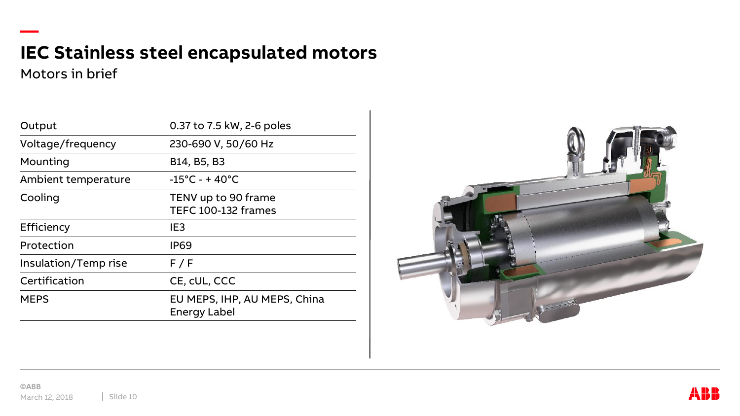# IEC Stainless steel encapsulated motors

## Motors in brief

| | |
|---|---|
| Output | 0.37 to 7.5 kW, 2-6 poles |
| Voltage/frequency | 230-690 V, 50/60 Hz |
| Mounting | B14, B5, B3 |
| Ambient temperature | -15°C - + 40°C |
| Cooling | TENV up to 90 frame<br>TEFC 100-132 frames |
| Efficiency | IE3 |
| Protection | IP69 |
| Insulation/Temp rise | F / F |
| Certification | CE, cUL, CCC |
| MEPS | EU MEPS, IHP, AU MEPS, China Energy Label |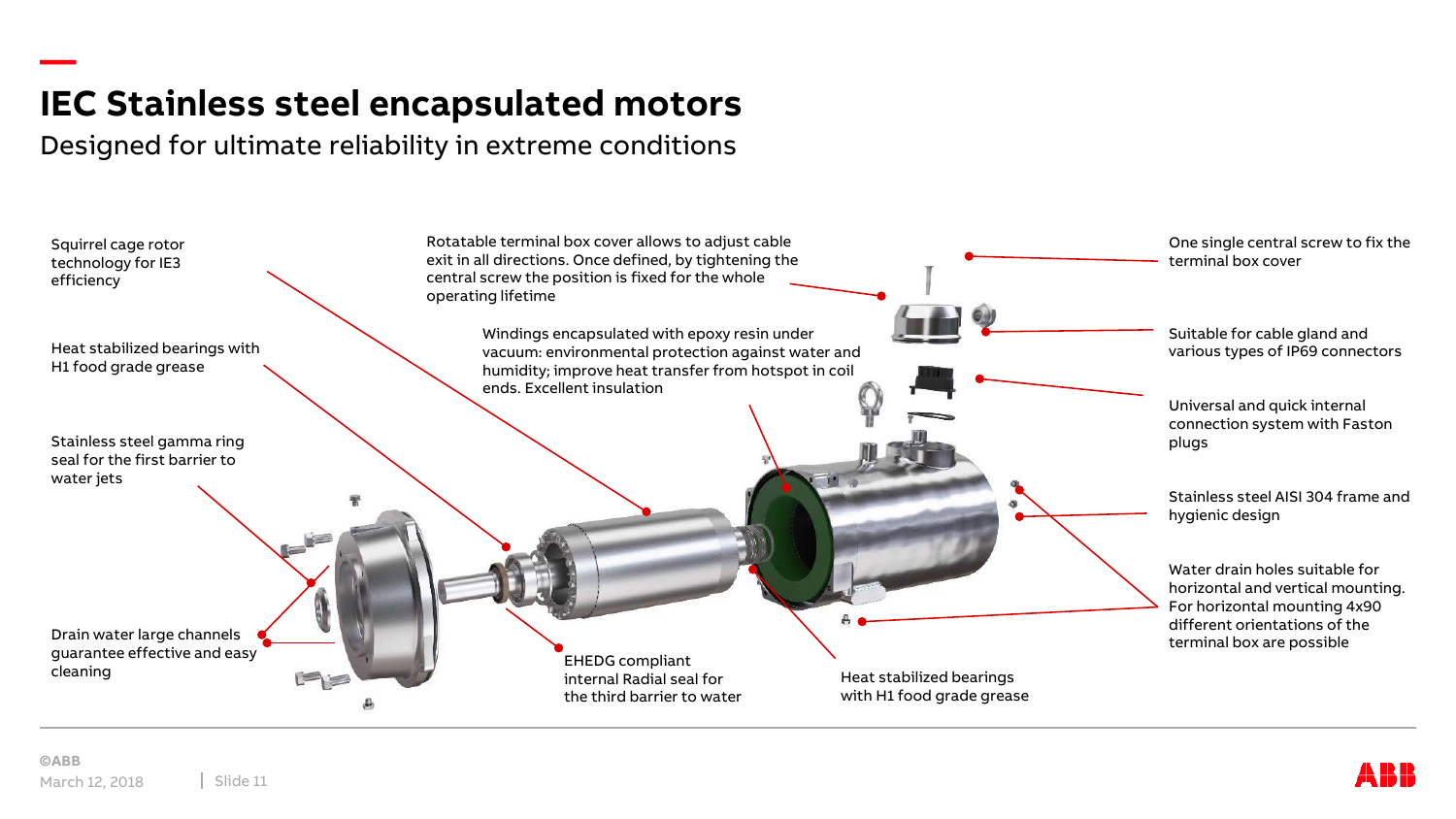# IEC Stainless steel encapsulated motors

## Designed for ultimate reliability in extreme conditions

Squirrel cage rotor technology for IE3 efficiency

Heat stabilized bearings with H1 food grade grease

Stainless steel gamma ring seal for the first barrier to water jets

Drain water large channels guarantee effective and easy cleaning

Rotatable terminal box cover allows to adjust cable exit in all directions. Once defined, by tightening the central screw the position is fixed for the whole operating lifetime

Windings encapsulated with epoxy resin under vacuum: environmental protection against water and humidity; improve heat transfer from hotspot in coil ends. Excellent insulation

EHEDG compliant internal Radial seal for the third barrier to water

Heat stabilized bearings with H1 food grade grease

One single central screw to fix the terminal box cover

Suitable for cable gland and various types of IP69 connectors

Universal and quick internal connection system with Faston plugs

Stainless steel AISI 304 frame and hygienic design

Water drain holes suitable for horizontal and vertical mounting. For horizontal mounting 4x90 different orientations of the terminal box are possible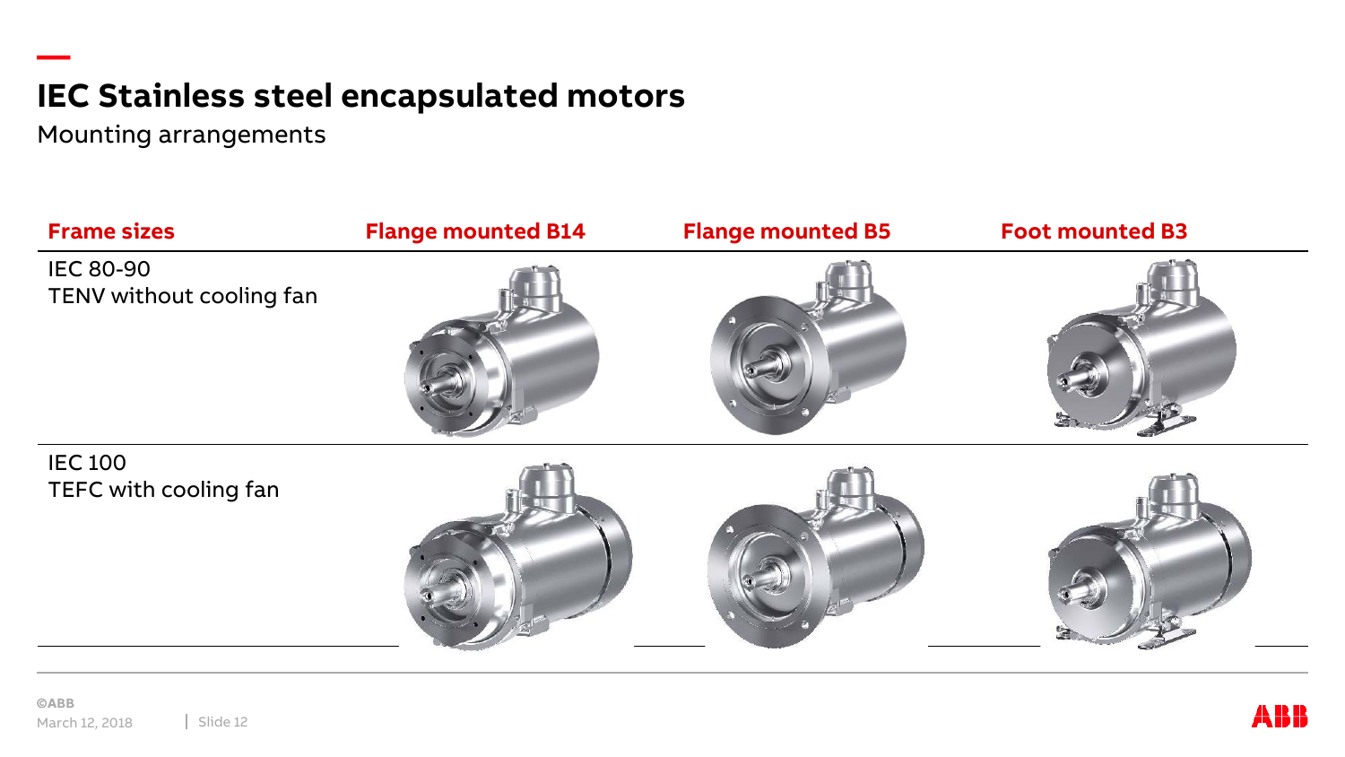# IEC Stainless steel encapsulated motors

Mounting arrangements

| Frame sizes | Flange mounted B14 | Flange mounted B5 | Foot mounted B3 |
|---|---|---|---|
| IEC 80-90<br>TENV without cooling fan | | | |
| IEC 100<br>TEFC with cooling fan | | | |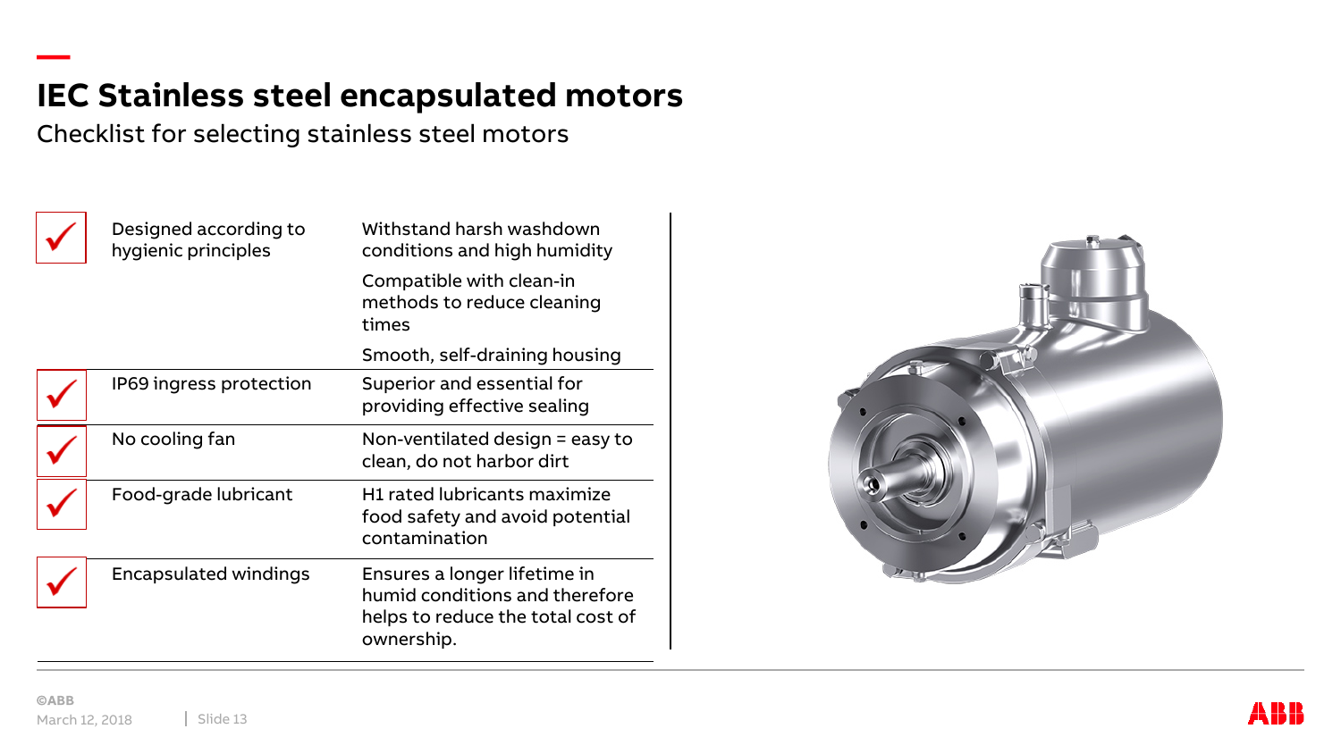# IEC Stainless steel encapsulated motors

## Checklist for selecting stainless steel motors

| | Feature | Benefit |
|---|---|---|
| ✓ | Designed according to hygienic principles | Withstand harsh washdown conditions and high humidity<br>Compatible with clean-in methods to reduce cleaning times<br>Smooth, self-draining housing |
| ✓ | IP69 ingress protection | Superior and essential for providing effective sealing |
| ✓ | No cooling fan | Non-ventilated design = easy to clean, do not harbor dirt |
| ✓ | Food-grade lubricant | H1 rated lubricants maximize food safety and avoid potential contamination |
| ✓ | Encapsulated windings | Ensures a longer lifetime in humid conditions and therefore helps to reduce the total cost of ownership. |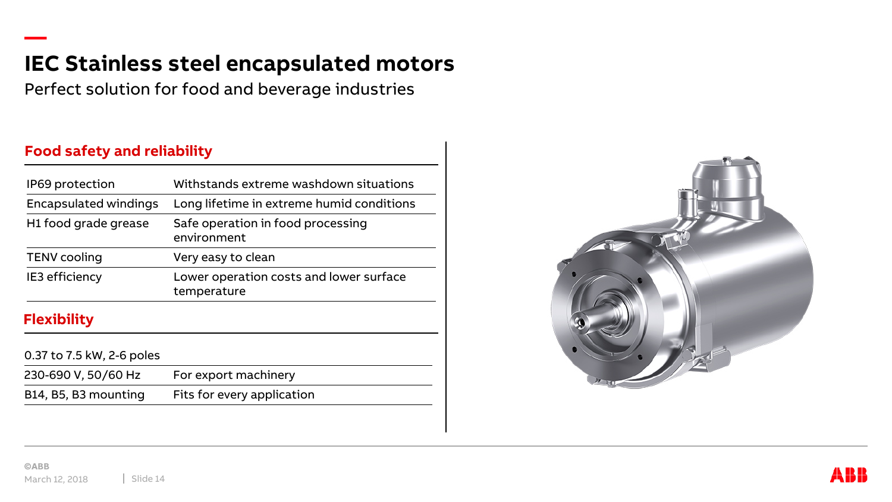# IEC Stainless steel encapsulated motors

Perfect solution for food and beverage industries

## Food safety and reliability

| | |
|---|---|
| IP69 protection | Withstands extreme washdown situations |
| Encapsulated windings | Long lifetime in extreme humid conditions |
| H1 food grade grease | Safe operation in food processing environment |
| TENV cooling | Very easy to clean |
| IE3 efficiency | Lower operation costs and lower surface temperature |

## Flexibility

| | |
|---|---|
| 0.37 to 7.5 kW, 2-6 poles | |
| 230-690 V, 50/60 Hz | For export machinery |
| B14, B5, B3 mounting | Fits for every application |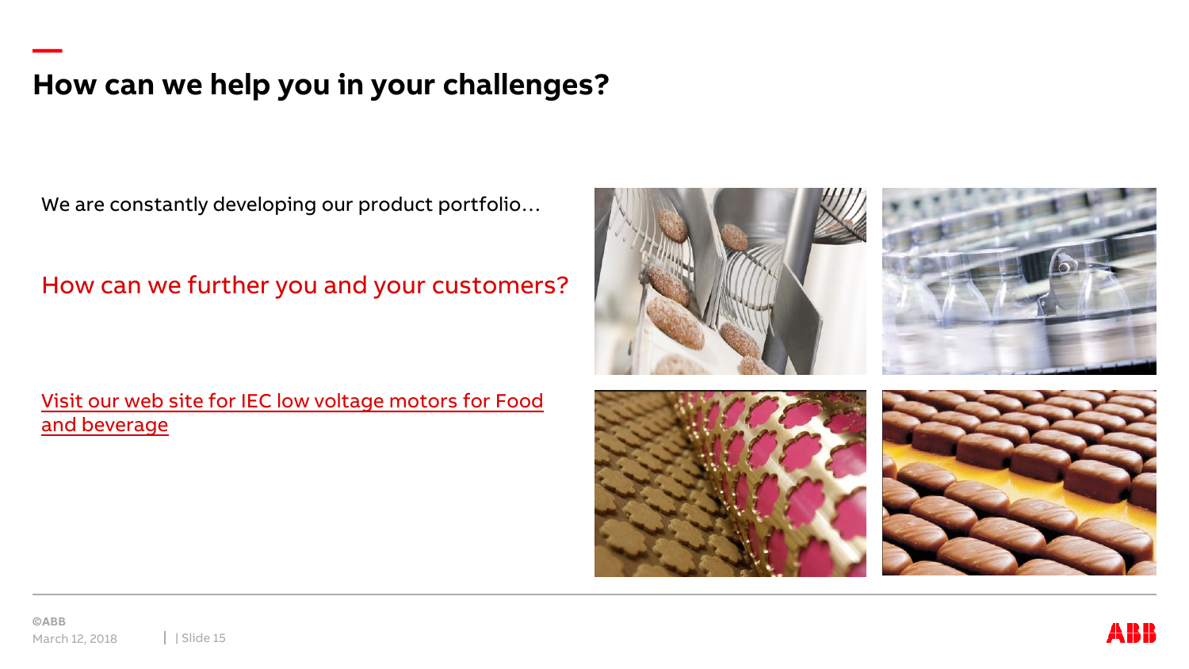# How can we help you in your challenges?

We are constantly developing our product portfolio…

How can we further you and your customers?

Visit our web site for IEC low voltage motors for Food and beverage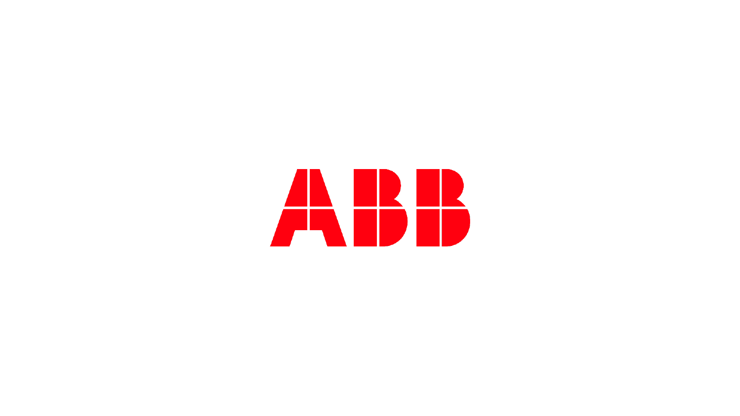ABB